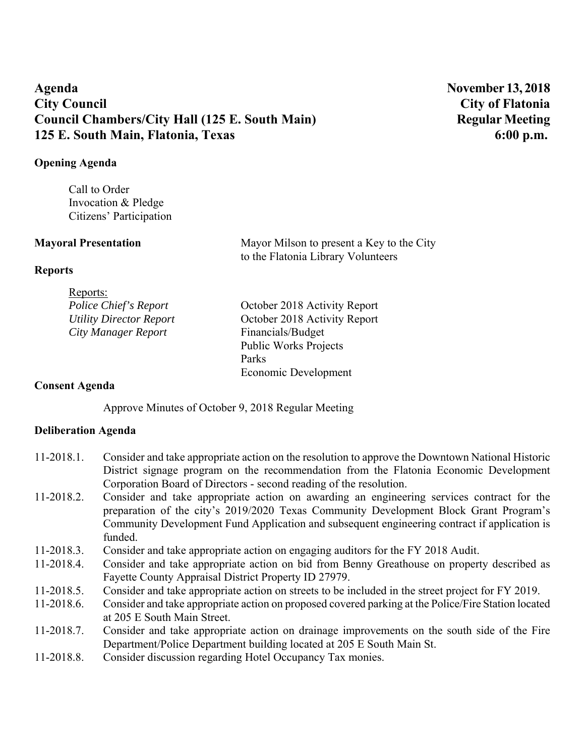**Agenda** — **November 13, 2018**
**City Council** — **City of Flatonia**
**Council Chambers/City Hall (125 E. South Main)** — **Regular Meeting**
**125 E. South Main, Flatonia, Texas** — **6:00 p.m.**

**Opening Agenda**

Call to Order
Invocation & Pledge
Citizens' Participation

**Mayoral Presentation** — Mayor Milson to present a Key to the City to the Flatonia Library Volunteers

**Reports**

Reports:

*Police Chief's Report* — October 2018 Activity Report
*Utility Director Report* — October 2018 Activity Report
*City Manager Report* — Financials/Budget
Public Works Projects
Parks
Economic Development

**Consent Agenda**

Approve Minutes of October 9, 2018 Regular Meeting

**Deliberation Agenda**

11-2018.1. Consider and take appropriate action on the resolution to approve the Downtown National Historic District signage program on the recommendation from the Flatonia Economic Development Corporation Board of Directors - second reading of the resolution.

11-2018.2. Consider and take appropriate action on awarding an engineering services contract for the preparation of the city's 2019/2020 Texas Community Development Block Grant Program's Community Development Fund Application and subsequent engineering contract if application is funded.

11-2018.3. Consider and take appropriate action on engaging auditors for the FY 2018 Audit.

11-2018.4. Consider and take appropriate action on bid from Benny Greathouse on property described as Fayette County Appraisal District Property ID 27979.

11-2018.5. Consider and take appropriate action on streets to be included in the street project for FY 2019.

11-2018.6. Consider and take appropriate action on proposed covered parking at the Police/Fire Station located at 205 E South Main Street.

11-2018.7. Consider and take appropriate action on drainage improvements on the south side of the Fire Department/Police Department building located at 205 E South Main St.

11-2018.8. Consider discussion regarding Hotel Occupancy Tax monies.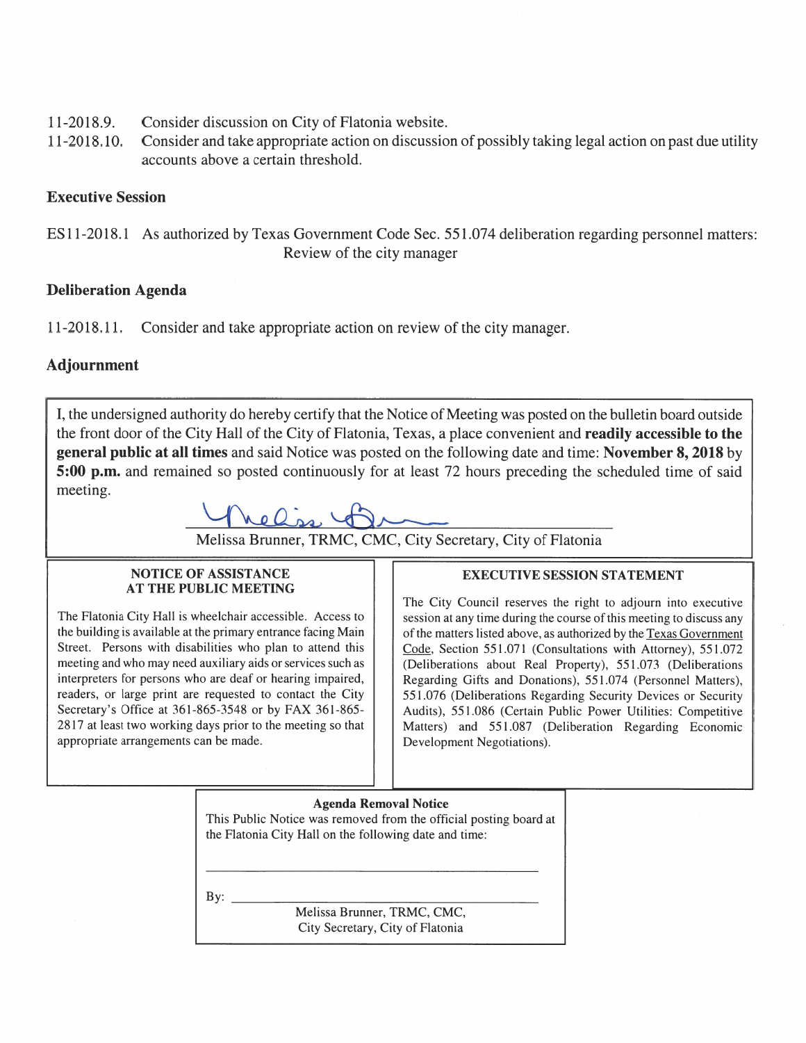11-2018.9. Consider discussion on City of Flatonia website.

11-2018.10. Consider and take appropriate action on discussion of possibly taking legal action on past due utility accounts above a certain threshold.

**Executive Session**

ES11-2018.1 As authorized by Texas Government Code Sec. 551.074 deliberation regarding personnel matters: Review of the city manager

**Deliberation Agenda**

11-2018.11. Consider and take appropriate action on review of the city manager.

**Adjournment**

I, the undersigned authority do hereby certify that the Notice of Meeting was posted on the bulletin board outside the front door of the City Hall of the City of Flatonia, Texas, a place convenient and **readily accessible to the general public at all times** and said Notice was posted on the following date and time: **November 8, 2018** by **5:00 p.m.** and remained so posted continuously for at least 72 hours preceding the scheduled time of said meeting.

Melissa Brunner, TRMC, CMC, City Secretary, City of Flatonia

**NOTICE OF ASSISTANCE AT THE PUBLIC MEETING**

The Flatonia City Hall is wheelchair accessible. Access to the building is available at the primary entrance facing Main Street. Persons with disabilities who plan to attend this meeting and who may need auxiliary aids or services such as interpreters for persons who are deaf or hearing impaired, readers, or large print are requested to contact the City Secretary's Office at 361-865-3548 or by FAX 361-865-2817 at least two working days prior to the meeting so that appropriate arrangements can be made.

**EXECUTIVE SESSION STATEMENT**

The City Council reserves the right to adjourn into executive session at any time during the course of this meeting to discuss any of the matters listed above, as authorized by the Texas Government Code, Section 551.071 (Consultations with Attorney), 551.072 (Deliberations about Real Property), 551.073 (Deliberations Regarding Gifts and Donations), 551.074 (Personnel Matters), 551.076 (Deliberations Regarding Security Devices or Security Audits), 551.086 (Certain Public Power Utilities: Competitive Matters) and 551.087 (Deliberation Regarding Economic Development Negotiations).

**Agenda Removal Notice**

This Public Notice was removed from the official posting board at the Flatonia City Hall on the following date and time:

_______________________________________

By: ____________________________________

Melissa Brunner, TRMC, CMC,
City Secretary, City of Flatonia